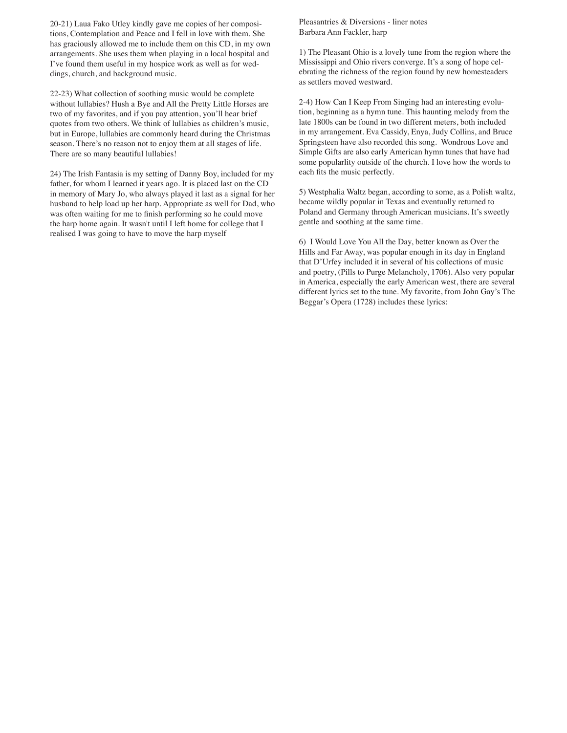20-21) Laua Fako Utley kindly gave me copies of her compositions, Contemplation and Peace and I fell in love with them. She has graciously allowed me to include them on this CD, in my own arrangements. She uses them when playing in a local hospital and I've found them useful in my hospice work as well as for weddings, church, and background music.

22-23) What collection of soothing music would be complete without lullabies? Hush a Bye and All the Pretty Little Horses are two of my favorites, and if you pay attention, you'll hear brief quotes from two others. We think of lullabies as children's music, but in Europe, lullabies are commonly heard during the Christmas season. There's no reason not to enjoy them at all stages of life. There are so many beautiful lullabies!

24) The Irish Fantasia is my setting of Danny Boy, included for my father, for whom I learned it years ago. It is placed last on the CD in memory of Mary Jo, who always played it last as a signal for her husband to help load up her harp. Appropriate as well for Dad, who was often waiting for me to finish performing so he could move the harp home again. It wasn't until I left home for college that I realised I was going to have to move the harp myself

Pleasantries & Diversions - liner notes
Barbara Ann Fackler, harp

1) The Pleasant Ohio is a lovely tune from the region where the Mississippi and Ohio rivers converge. It's a song of hope celebrating the richness of the region found by new homesteaders as settlers moved westward.

2-4) How Can I Keep From Singing had an interesting evolution, beginning as a hymn tune. This haunting melody from the late 1800s can be found in two different meters, both included in my arrangement. Eva Cassidy, Enya, Judy Collins, and Bruce Springsteen have also recorded this song. Wondrous Love and Simple Gifts are also early American hymn tunes that have had some popularlity outside of the church. I love how the words to each fits the music perfectly.

5) Westphalia Waltz began, according to some, as a Polish waltz, became wildly popular in Texas and eventually returned to Poland and Germany through American musicians. It's sweetly gentle and soothing at the same time.

6) I Would Love You All the Day, better known as Over the Hills and Far Away, was popular enough in its day in England that D'Urfey included it in several of his collections of music and poetry, (Pills to Purge Melancholy, 1706). Also very popular in America, especially the early American west, there are several different lyrics set to the tune. My favorite, from John Gay's The Beggar's Opera (1728) includes these lyrics: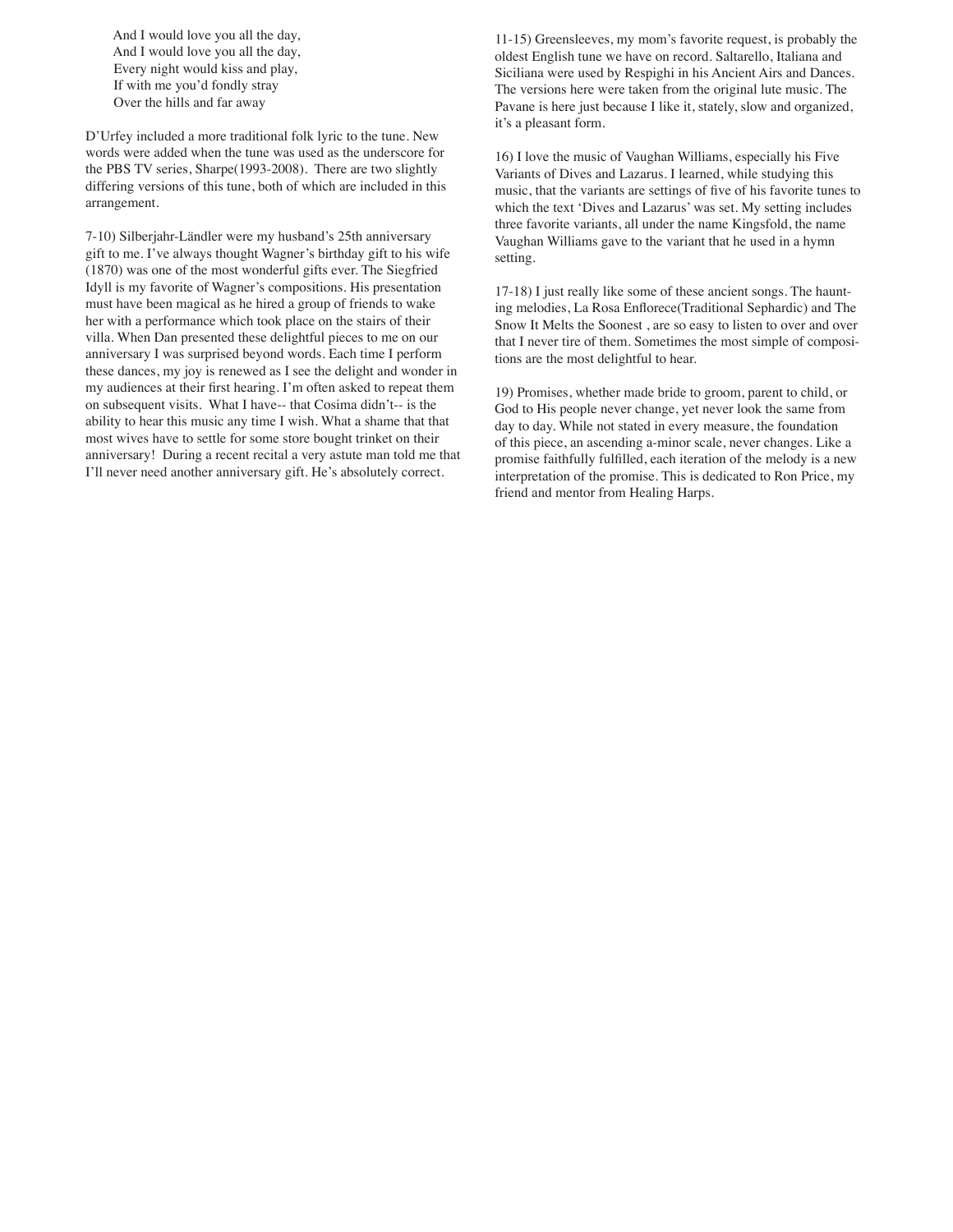> And I would love you all the day,
> And I would love you all the day,
> Every night would kiss and play,
> If with me you'd fondly stray
> Over the hills and far away

D'Urfey included a more traditional folk lyric to the tune. New words were added when the tune was used as the underscore for the PBS TV series, Sharpe(1993-2008). There are two slightly differing versions of this tune, both of which are included in this arrangement.

7-10) Silberjahr-Ländler were my husband's 25th anniversary gift to me. I've always thought Wagner's birthday gift to his wife (1870) was one of the most wonderful gifts ever. The Siegfried Idyll is my favorite of Wagner's compositions. His presentation must have been magical as he hired a group of friends to wake her with a performance which took place on the stairs of their villa. When Dan presented these delightful pieces to me on our anniversary I was surprised beyond words. Each time I perform these dances, my joy is renewed as I see the delight and wonder in my audiences at their first hearing. I'm often asked to repeat them on subsequent visits. What I have-- that Cosima didn't-- is the ability to hear this music any time I wish. What a shame that that most wives have to settle for some store bought trinket on their anniversary! During a recent recital a very astute man told me that I'll never need another anniversary gift. He's absolutely correct.

11-15) Greensleeves, my mom's favorite request, is probably the oldest English tune we have on record. Saltarello, Italiana and Siciliana were used by Respighi in his Ancient Airs and Dances. The versions here were taken from the original lute music. The Pavane is here just because I like it, stately, slow and organized, it's a pleasant form.

16) I love the music of Vaughan Williams, especially his Five Variants of Dives and Lazarus. I learned, while studying this music, that the variants are settings of five of his favorite tunes to which the text 'Dives and Lazarus' was set. My setting includes three favorite variants, all under the name Kingsfold, the name Vaughan Williams gave to the variant that he used in a hymn setting.

17-18) I just really like some of these ancient songs. The haunting melodies, La Rosa Enflorece(Traditional Sephardic) and The Snow It Melts the Soonest , are so easy to listen to over and over that I never tire of them. Sometimes the most simple of compositions are the most delightful to hear.

19) Promises, whether made bride to groom, parent to child, or God to His people never change, yet never look the same from day to day. While not stated in every measure, the foundation of this piece, an ascending a-minor scale, never changes. Like a promise faithfully fulfilled, each iteration of the melody is a new interpretation of the promise. This is dedicated to Ron Price, my friend and mentor from Healing Harps.